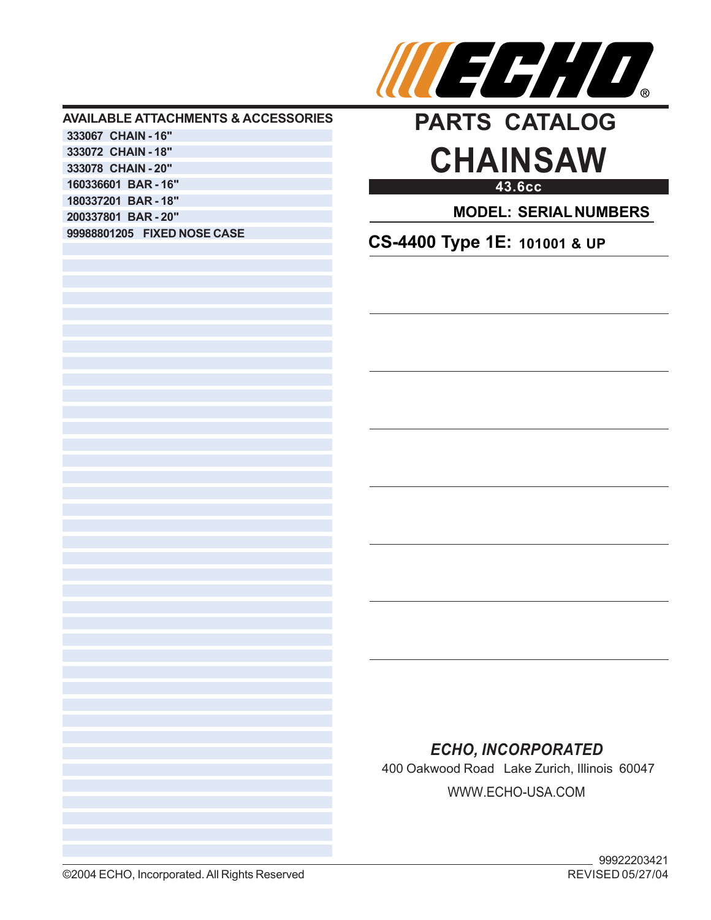ECHO®

# PARTS CATALOG

# CHAINSAW

**43.6cc**

**MODEL: SERIAL NUMBERS**

**CS-4400 Type 1E: 101001 & UP**

## AVAILABLE ATTACHMENTS & ACCESSORIES

| | |
|---|---|
| 333067 | CHAIN - 16" |
| 333072 | CHAIN - 18" |
| 333078 | CHAIN - 20" |
| 160336601 | BAR - 16" |
| 180337201 | BAR - 18" |
| 200337801 | BAR - 20" |
| 99988801205 | FIXED NOSE CASE |

***ECHO, INCORPORATED***

400 Oakwood Road Lake Zurich, Illinois 60047

WWW.ECHO-USA.COM

99922203421

REVISED 05/27/04

©2004 ECHO, Incorporated. All Rights Reserved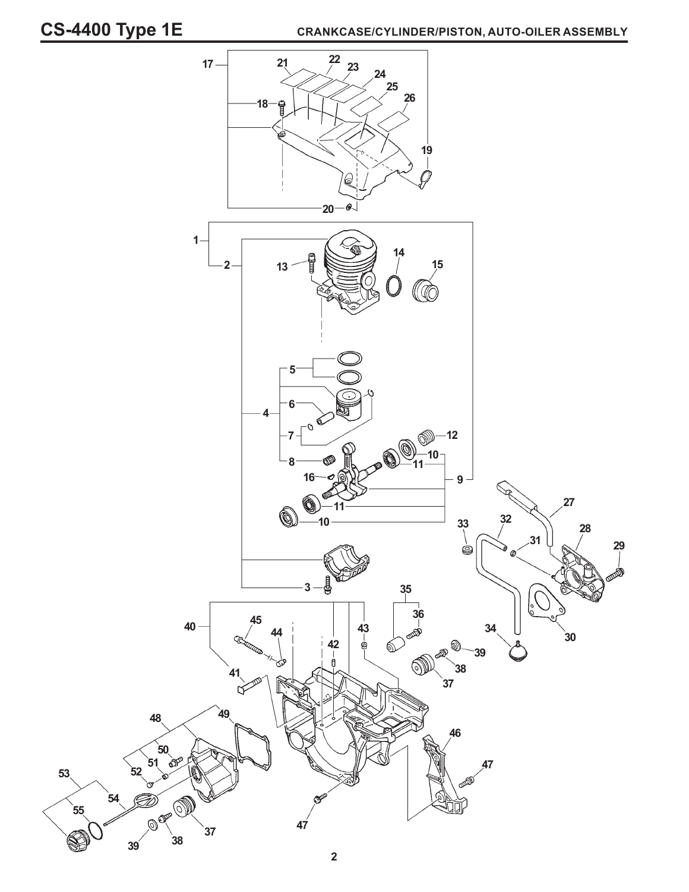# CS-4400 Type 1E

## CRANKCASE/CYLINDER/PISTON, AUTO-OILER ASSEMBLY

17 18 19 20 21 22 23 24 25 26

1 2 3 4 5 6 7 8 9 10 11 12 13 14 15 16

27 28 29 30 31 32 33 34 35 36 37 38 39

40 41 42 43 44 45 46 47

48 49 50 51 52 53 54 55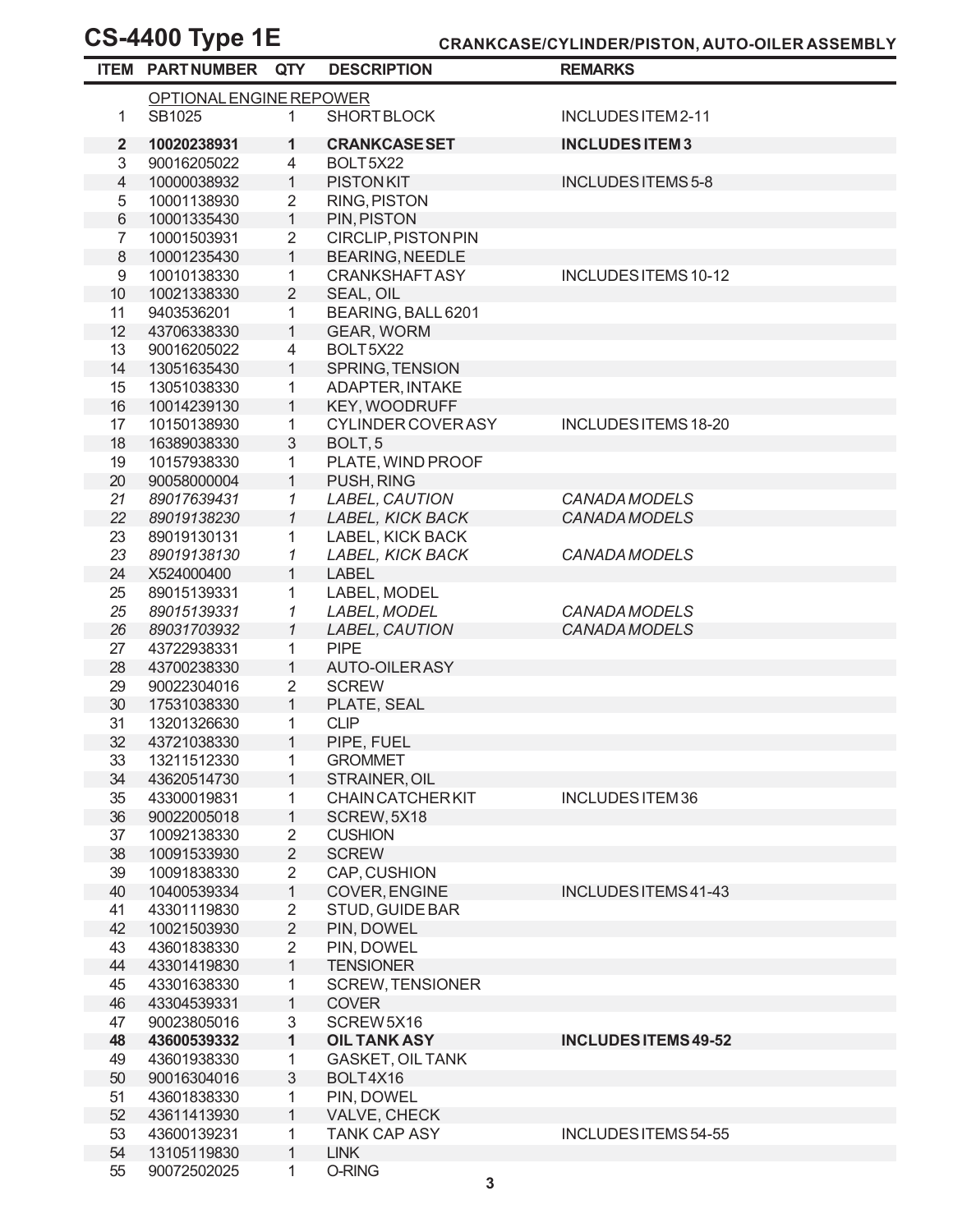# CS-4400 Type 1E

## CRANKCASE/CYLINDER/PISTON, AUTO-OILER ASSEMBLY

| ITEM | PART NUMBER | QTY | DESCRIPTION | REMARKS |
|---|---|---|---|---|
| | OPTIONAL ENGINE REPOWER | | | |
| 1 | SB1025 | 1 | SHORT BLOCK | INCLUDES ITEM 2-11 |
| **2** | **10020238931** | **1** | **CRANKCASE SET** | **INCLUDES ITEM 3** |
| 3 | 90016205022 | 4 | BOLT 5X22 | |
| 4 | 10000038932 | 1 | PISTON KIT | INCLUDES ITEMS 5-8 |
| 5 | 10001138930 | 2 | RING, PISTON | |
| 6 | 10001335430 | 1 | PIN, PISTON | |
| 7 | 10001503931 | 2 | CIRCLIP, PISTON PIN | |
| 8 | 10001235430 | 1 | BEARING, NEEDLE | |
| 9 | 10010138330 | 1 | CRANKSHAFT ASY | INCLUDES ITEMS 10-12 |
| 10 | 10021338330 | 2 | SEAL, OIL | |
| 11 | 9403536201 | 1 | BEARING, BALL 6201 | |
| 12 | 43706338330 | 1 | GEAR, WORM | |
| 13 | 90016205022 | 4 | BOLT 5X22 | |
| 14 | 13051635430 | 1 | SPRING, TENSION | |
| 15 | 13051038330 | 1 | ADAPTER, INTAKE | |
| 16 | 10014239130 | 1 | KEY, WOODRUFF | |
| 17 | 10150138930 | 1 | CYLINDER COVER ASY | INCLUDES ITEMS 18-20 |
| 18 | 16389038330 | 3 | BOLT, 5 | |
| 19 | 10157938330 | 1 | PLATE, WIND PROOF | |
| 20 | 90058000004 | 1 | PUSH, RING | |
| *21* | *89017639431* | *1* | *LABEL, CAUTION* | *CANADA MODELS* |
| *22* | *89019138230* | *1* | *LABEL, KICK BACK* | *CANADA MODELS* |
| 23 | 89019130131 | 1 | LABEL, KICK BACK | |
| *23* | *89019138130* | *1* | *LABEL, KICK BACK* | *CANADA MODELS* |
| 24 | X524000400 | 1 | LABEL | |
| 25 | 89015139331 | 1 | LABEL, MODEL | |
| *25* | *89015139331* | *1* | *LABEL, MODEL* | *CANADA MODELS* |
| *26* | *89031703932* | *1* | *LABEL, CAUTION* | *CANADA MODELS* |
| 27 | 43722938331 | 1 | PIPE | |
| 28 | 43700238330 | 1 | AUTO-OILER ASY | |
| 29 | 90022304016 | 2 | SCREW | |
| 30 | 17531038330 | 1 | PLATE, SEAL | |
| 31 | 13201326630 | 1 | CLIP | |
| 32 | 43721038330 | 1 | PIPE, FUEL | |
| 33 | 13211512330 | 1 | GROMMET | |
| 34 | 43620514730 | 1 | STRAINER, OIL | |
| 35 | 43300019831 | 1 | CHAIN CATCHER KIT | INCLUDES ITEM 36 |
| 36 | 90022005018 | 1 | SCREW, 5X18 | |
| 37 | 10092138330 | 2 | CUSHION | |
| 38 | 10091533930 | 2 | SCREW | |
| 39 | 10091838330 | 2 | CAP, CUSHION | |
| 40 | 10400539334 | 1 | COVER, ENGINE | INCLUDES ITEMS 41-43 |
| 41 | 43301119830 | 2 | STUD, GUIDE BAR | |
| 42 | 10021503930 | 2 | PIN, DOWEL | |
| 43 | 43601838330 | 2 | PIN, DOWEL | |
| 44 | 43301419830 | 1 | TENSIONER | |
| 45 | 43301638330 | 1 | SCREW, TENSIONER | |
| 46 | 43304539331 | 1 | COVER | |
| 47 | 90023805016 | 3 | SCREW 5X16 | |
| **48** | **43600539332** | **1** | **OIL TANK ASY** | **INCLUDES ITEMS 49-52** |
| 49 | 43601938330 | 1 | GASKET, OIL TANK | |
| 50 | 90016304016 | 3 | BOLT 4X16 | |
| 51 | 43601838330 | 1 | PIN, DOWEL | |
| 52 | 43611413930 | 1 | VALVE, CHECK | |
| 53 | 43600139231 | 1 | TANK CAP ASY | INCLUDES ITEMS 54-55 |
| 54 | 13105119830 | 1 | LINK | |
| 55 | 90072502025 | 1 | O-RING | |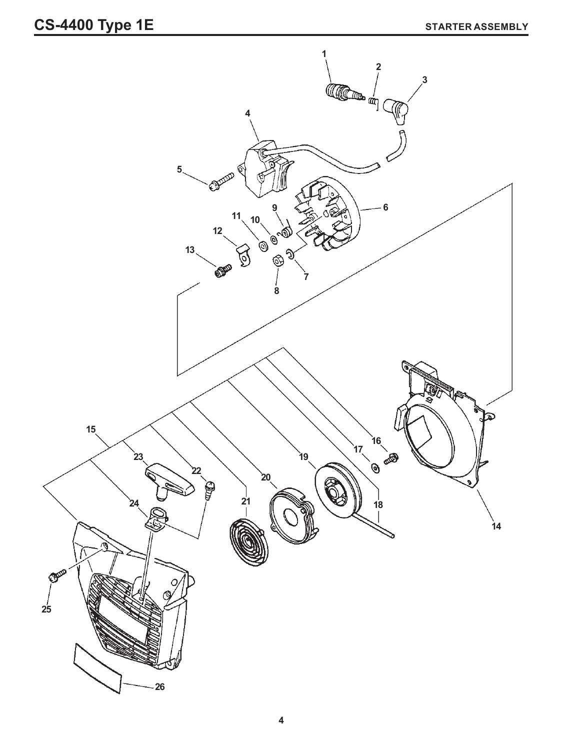# CS-4400 Type 1E

## STARTER ASSEMBLY

1
2
3
4
5
6
7
8
9
10
11
12
13
14
15
16
17
18
19
20
21
22
23
24
25
26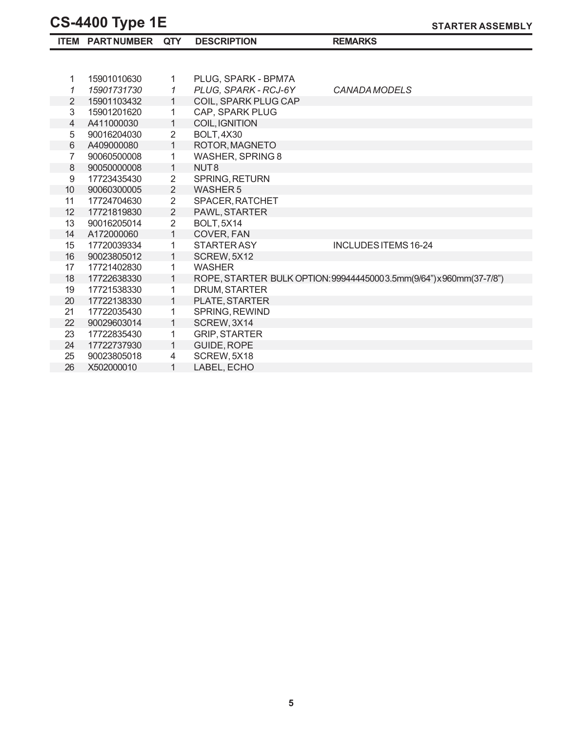# CS-4400 Type 1E

**STARTER ASSEMBLY**

| ITEM | PART NUMBER | QTY | DESCRIPTION | REMARKS |
|---|---|---|---|---|
| 1 | 15901010630 | 1 | PLUG, SPARK - BPM7A | |
| *1* | *15901731730* | *1* | *PLUG, SPARK - RCJ-6Y* | *CANADA MODELS* |
| 2 | 15901103432 | 1 | COIL, SPARK PLUG CAP | |
| 3 | 15901201620 | 1 | CAP, SPARK PLUG | |
| 4 | A411000030 | 1 | COIL, IGNITION | |
| 5 | 90016204030 | 2 | BOLT, 4X30 | |
| 6 | A409000080 | 1 | ROTOR, MAGNETO | |
| 7 | 90060500008 | 1 | WASHER, SPRING 8 | |
| 8 | 90050000008 | 1 | NUT 8 | |
| 9 | 17723435430 | 2 | SPRING, RETURN | |
| 10 | 90060300005 | 2 | WASHER 5 | |
| 11 | 17724704630 | 2 | SPACER, RATCHET | |
| 12 | 17721819830 | 2 | PAWL, STARTER | |
| 13 | 90016205014 | 2 | BOLT, 5X14 | |
| 14 | A172000060 | 1 | COVER, FAN | |
| 15 | 17720039334 | 1 | STARTER ASY | INCLUDES ITEMS 16-24 |
| 16 | 90023805012 | 1 | SCREW, 5X12 | |
| 17 | 17721402830 | 1 | WASHER | |
| 18 | 17722638330 | 1 | ROPE, STARTER BULK OPTION: 99944445000 3.5mm(9/64")x960mm(37-7/8") | |
| 19 | 17721538330 | 1 | DRUM, STARTER | |
| 20 | 17722138330 | 1 | PLATE, STARTER | |
| 21 | 17722035430 | 1 | SPRING, REWIND | |
| 22 | 90029603014 | 1 | SCREW, 3X14 | |
| 23 | 17722835430 | 1 | GRIP, STARTER | |
| 24 | 17722737930 | 1 | GUIDE, ROPE | |
| 25 | 90023805018 | 4 | SCREW, 5X18 | |
| 26 | X502000010 | 1 | LABEL, ECHO | |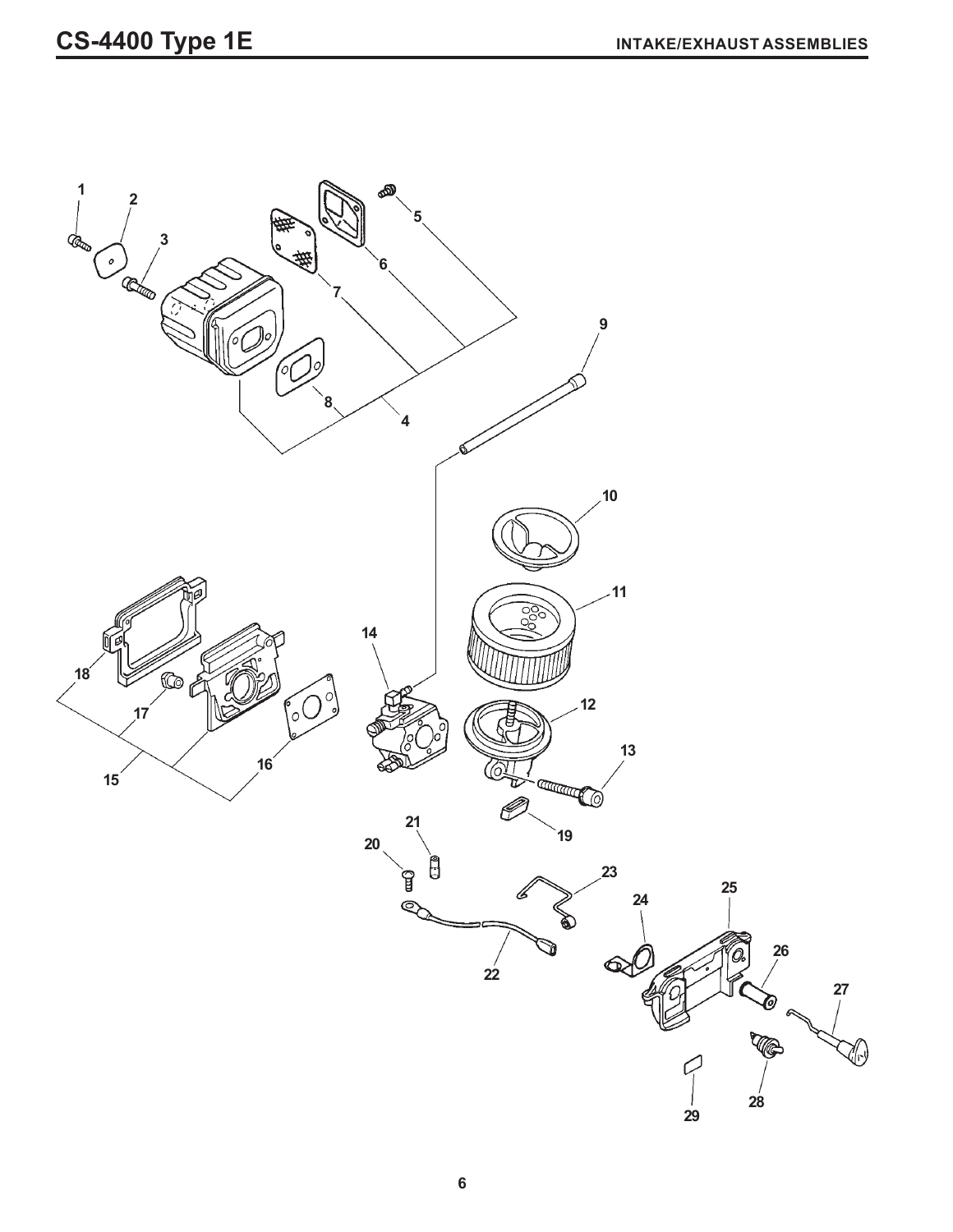# CS-4400 Type 1E

## INTAKE/EXHAUST ASSEMBLIES

1 2 3 4 5 6 7 8 9 10 11 12 13 14 15 16 17 18 19 20 21 22 23 24 25 26 27 28 29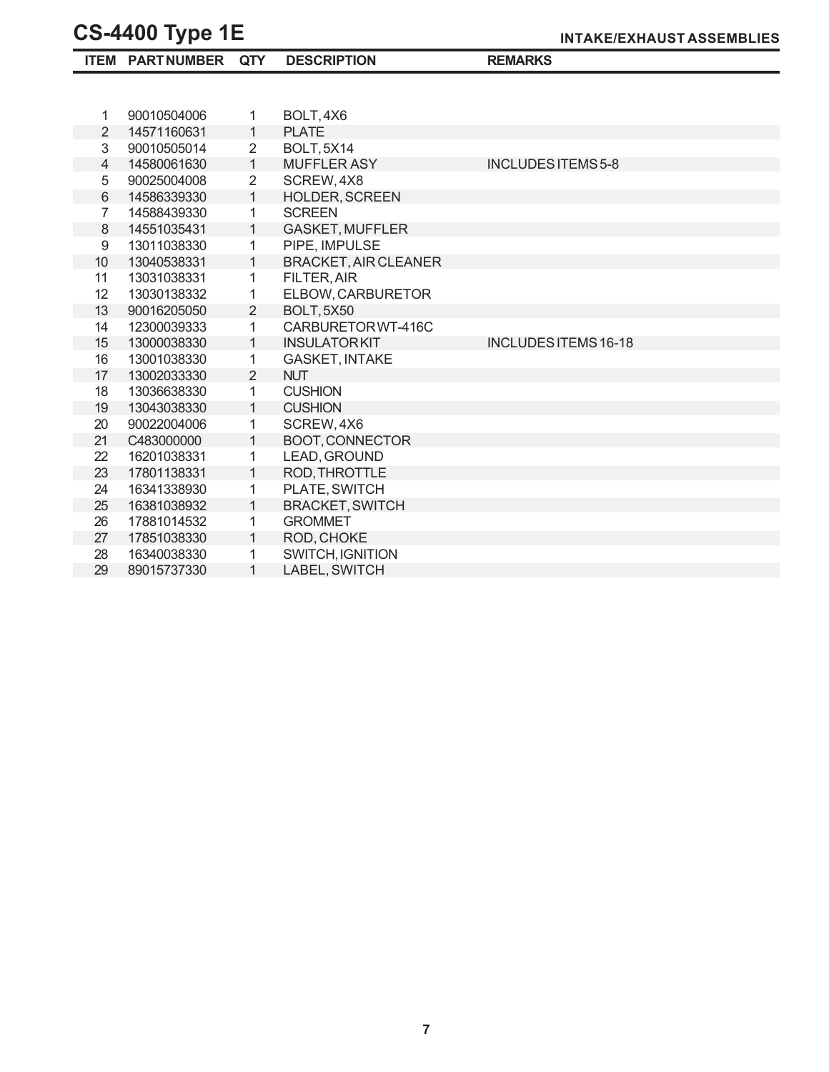# CS-4400 Type 1E

## INTAKE/EXHAUST ASSEMBLIES

| ITEM | PART NUMBER | QTY | DESCRIPTION | REMARKS |
|---|---|---|---|---|
| 1 | 90010504006 | 1 | BOLT, 4X6 | |
| 2 | 14571160631 | 1 | PLATE | |
| 3 | 90010505014 | 2 | BOLT, 5X14 | |
| 4 | 14580061630 | 1 | MUFFLER ASY | INCLUDES ITEMS 5-8 |
| 5 | 90025004008 | 2 | SCREW, 4X8 | |
| 6 | 14586339330 | 1 | HOLDER, SCREEN | |
| 7 | 14588439330 | 1 | SCREEN | |
| 8 | 14551035431 | 1 | GASKET, MUFFLER | |
| 9 | 13011038330 | 1 | PIPE, IMPULSE | |
| 10 | 13040538331 | 1 | BRACKET, AIR CLEANER | |
| 11 | 13031038331 | 1 | FILTER, AIR | |
| 12 | 13030138332 | 1 | ELBOW, CARBURETOR | |
| 13 | 90016205050 | 2 | BOLT, 5X50 | |
| 14 | 12300039333 | 1 | CARBURETOR WT-416C | |
| 15 | 13000038330 | 1 | INSULATOR KIT | INCLUDES ITEMS 16-18 |
| 16 | 13001038330 | 1 | GASKET, INTAKE | |
| 17 | 13002033330 | 2 | NUT | |
| 18 | 13036638330 | 1 | CUSHION | |
| 19 | 13043038330 | 1 | CUSHION | |
| 20 | 90022004006 | 1 | SCREW, 4X6 | |
| 21 | C483000000 | 1 | BOOT, CONNECTOR | |
| 22 | 16201038331 | 1 | LEAD, GROUND | |
| 23 | 17801138331 | 1 | ROD, THROTTLE | |
| 24 | 16341338930 | 1 | PLATE, SWITCH | |
| 25 | 16381038932 | 1 | BRACKET, SWITCH | |
| 26 | 17881014532 | 1 | GROMMET | |
| 27 | 17851038330 | 1 | ROD, CHOKE | |
| 28 | 16340038330 | 1 | SWITCH, IGNITION | |
| 29 | 89015737330 | 1 | LABEL, SWITCH | |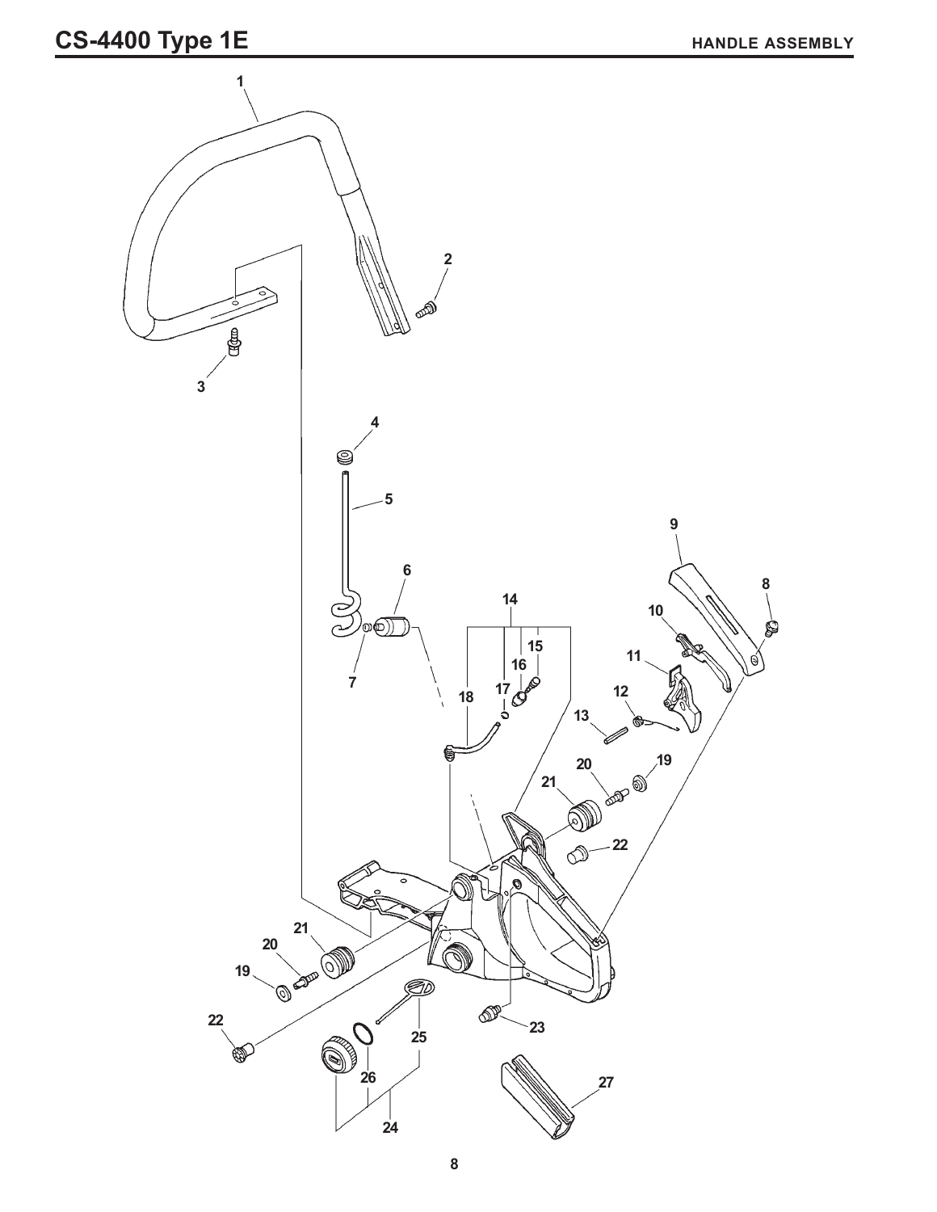# CS-4400 Type 1E

## HANDLE ASSEMBLY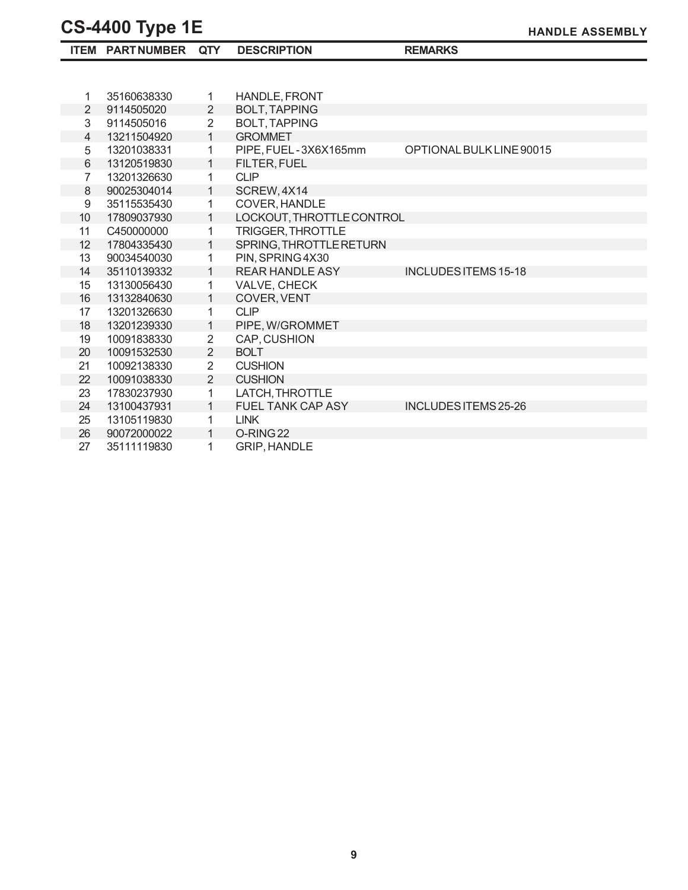# CS-4400 Type 1E

## HANDLE ASSEMBLY

| ITEM | PART NUMBER | QTY | DESCRIPTION | REMARKS |
|---|---|---|---|---|
| 1 | 35160638330 | 1 | HANDLE, FRONT | |
| 2 | 9114505020 | 2 | BOLT, TAPPING | |
| 3 | 9114505016 | 2 | BOLT, TAPPING | |
| 4 | 13211504920 | 1 | GROMMET | |
| 5 | 13201038331 | 1 | PIPE, FUEL - 3X6X165mm | OPTIONAL BULK LINE 90015 |
| 6 | 13120519830 | 1 | FILTER, FUEL | |
| 7 | 13201326630 | 1 | CLIP | |
| 8 | 90025304014 | 1 | SCREW, 4X14 | |
| 9 | 35115535430 | 1 | COVER, HANDLE | |
| 10 | 17809037930 | 1 | LOCKOUT, THROTTLE CONTROL | |
| 11 | C450000000 | 1 | TRIGGER, THROTTLE | |
| 12 | 17804335430 | 1 | SPRING, THROTTLE RETURN | |
| 13 | 90034540030 | 1 | PIN, SPRING 4X30 | |
| 14 | 35110139332 | 1 | REAR HANDLE ASY | INCLUDES ITEMS 15-18 |
| 15 | 13130056430 | 1 | VALVE, CHECK | |
| 16 | 13132840630 | 1 | COVER, VENT | |
| 17 | 13201326630 | 1 | CLIP | |
| 18 | 13201239330 | 1 | PIPE, W/GROMMET | |
| 19 | 10091838330 | 2 | CAP, CUSHION | |
| 20 | 10091532530 | 2 | BOLT | |
| 21 | 10092138330 | 2 | CUSHION | |
| 22 | 10091038330 | 2 | CUSHION | |
| 23 | 17830237930 | 1 | LATCH, THROTTLE | |
| 24 | 13100437931 | 1 | FUEL TANK CAP ASY | INCLUDES ITEMS 25-26 |
| 25 | 13105119830 | 1 | LINK | |
| 26 | 90072000022 | 1 | O-RING 22 | |
| 27 | 35111119830 | 1 | GRIP, HANDLE | |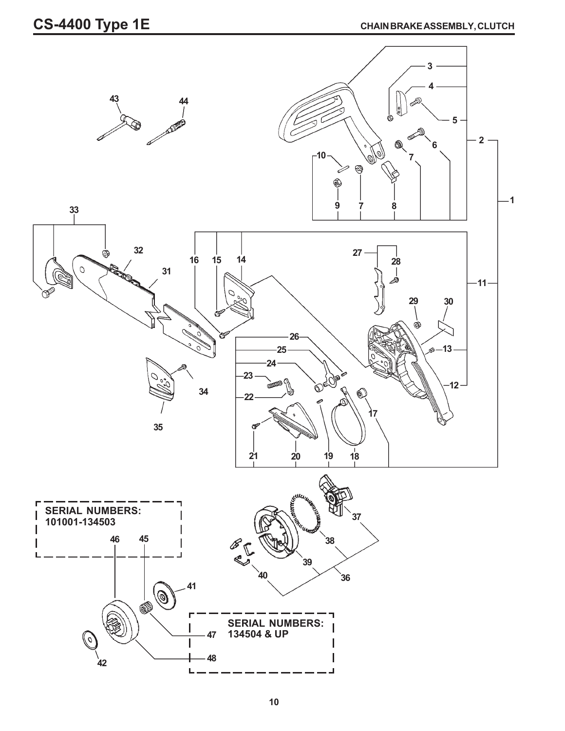# CS-4400 Type 1E

**CHAIN BRAKE ASSEMBLY, CLUTCH**

SERIAL NUMBERS:
101001-134503

SERIAL NUMBERS:
134504 & UP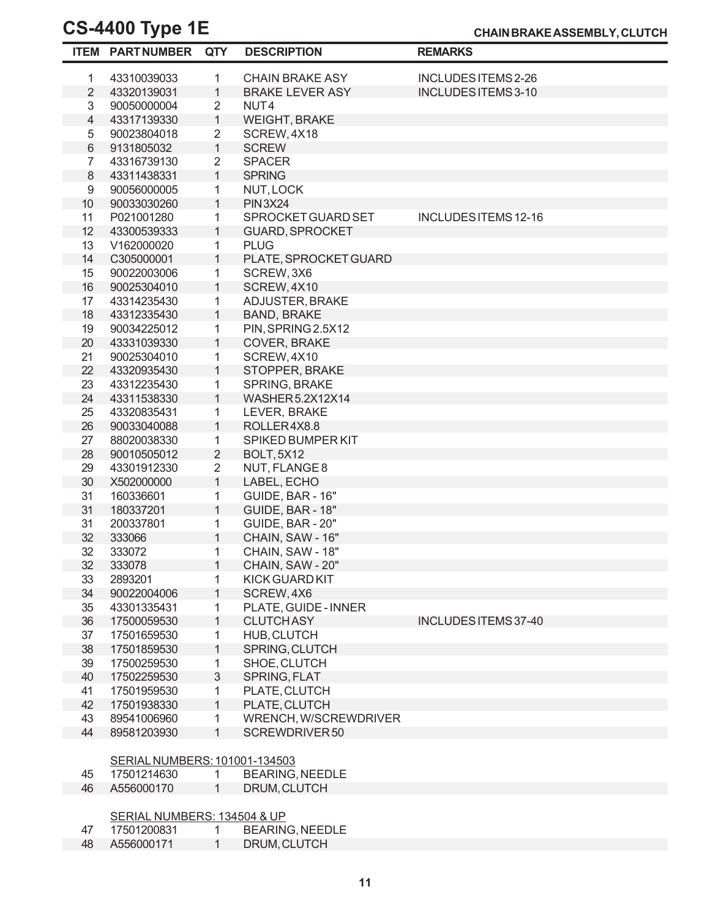# CS-4400 Type 1E

## CHAIN BRAKE ASSEMBLY, CLUTCH

| ITEM | PART NUMBER | QTY | DESCRIPTION | REMARKS |
|---|---|---|---|---|
| 1 | 43310039033 | 1 | CHAIN BRAKE ASY | INCLUDES ITEMS 2-26 |
| 2 | 43320139031 | 1 | BRAKE LEVER ASY | INCLUDES ITEMS 3-10 |
| 3 | 90050000004 | 2 | NUT 4 | |
| 4 | 43317139330 | 1 | WEIGHT, BRAKE | |
| 5 | 90023804018 | 2 | SCREW, 4X18 | |
| 6 | 9131805032 | 1 | SCREW | |
| 7 | 43316739130 | 2 | SPACER | |
| 8 | 43311438331 | 1 | SPRING | |
| 9 | 90056000005 | 1 | NUT, LOCK | |
| 10 | 90033030260 | 1 | PIN 3X24 | |
| 11 | P021001280 | 1 | SPROCKET GUARD SET | INCLUDES ITEMS 12-16 |
| 12 | 43300539333 | 1 | GUARD, SPROCKET | |
| 13 | V162000020 | 1 | PLUG | |
| 14 | C305000001 | 1 | PLATE, SPROCKET GUARD | |
| 15 | 90022003006 | 1 | SCREW, 3X6 | |
| 16 | 90025304010 | 1 | SCREW, 4X10 | |
| 17 | 43314235430 | 1 | ADJUSTER, BRAKE | |
| 18 | 43312335430 | 1 | BAND, BRAKE | |
| 19 | 90034225012 | 1 | PIN, SPRING 2.5X12 | |
| 20 | 43331039330 | 1 | COVER, BRAKE | |
| 21 | 90025304010 | 1 | SCREW, 4X10 | |
| 22 | 43320935430 | 1 | STOPPER, BRAKE | |
| 23 | 43312235430 | 1 | SPRING, BRAKE | |
| 24 | 43311538330 | 1 | WASHER 5.2X12X14 | |
| 25 | 43320835431 | 1 | LEVER, BRAKE | |
| 26 | 90033040088 | 1 | ROLLER 4X8.8 | |
| 27 | 88020038330 | 1 | SPIKED BUMPER KIT | |
| 28 | 90010505012 | 2 | BOLT, 5X12 | |
| 29 | 43301912330 | 2 | NUT, FLANGE 8 | |
| 30 | X502000000 | 1 | LABEL, ECHO | |
| 31 | 160336601 | 1 | GUIDE, BAR - 16" | |
| 31 | 180337201 | 1 | GUIDE, BAR - 18" | |
| 31 | 200337801 | 1 | GUIDE, BAR - 20" | |
| 32 | 333066 | 1 | CHAIN, SAW - 16" | |
| 32 | 333072 | 1 | CHAIN, SAW - 18" | |
| 32 | 333078 | 1 | CHAIN, SAW - 20" | |
| 33 | 2893201 | 1 | KICK GUARD KIT | |
| 34 | 90022004006 | 1 | SCREW, 4X6 | |
| 35 | 43301335431 | 1 | PLATE, GUIDE - INNER | |
| 36 | 17500059530 | 1 | CLUTCH ASY | INCLUDES ITEMS 37-40 |
| 37 | 17501659530 | 1 | HUB, CLUTCH | |
| 38 | 17501859530 | 1 | SPRING, CLUTCH | |
| 39 | 17500259530 | 1 | SHOE, CLUTCH | |
| 40 | 17502259530 | 3 | SPRING, FLAT | |
| 41 | 17501959530 | 1 | PLATE, CLUTCH | |
| 42 | 17501938330 | 1 | PLATE, CLUTCH | |
| 43 | 89541006960 | 1 | WRENCH, W/SCREWDRIVER | |
| 44 | 89581203930 | 1 | SCREWDRIVER 50 | |
| | SERIAL NUMBERS: 101001-134503 | | | |
| 45 | 17501214630 | 1 | BEARING, NEEDLE | |
| 46 | A556000170 | 1 | DRUM, CLUTCH | |
| | SERIAL NUMBERS: 134504 & UP | | | |
| 47 | 17501200831 | 1 | BEARING, NEEDLE | |
| 48 | A556000171 | 1 | DRUM, CLUTCH | |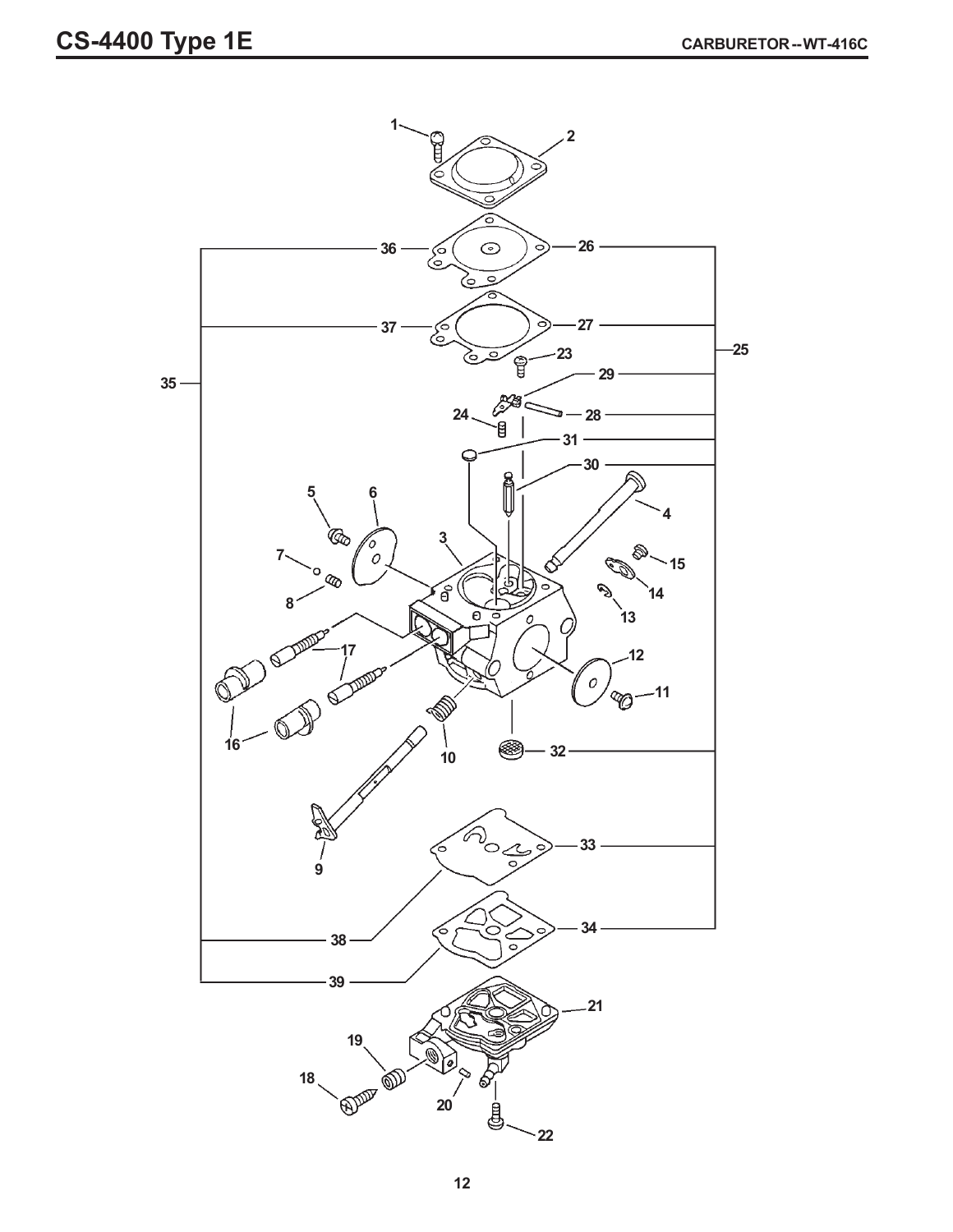# CS-4400 Type 1E

## CARBURETOR -- WT-416C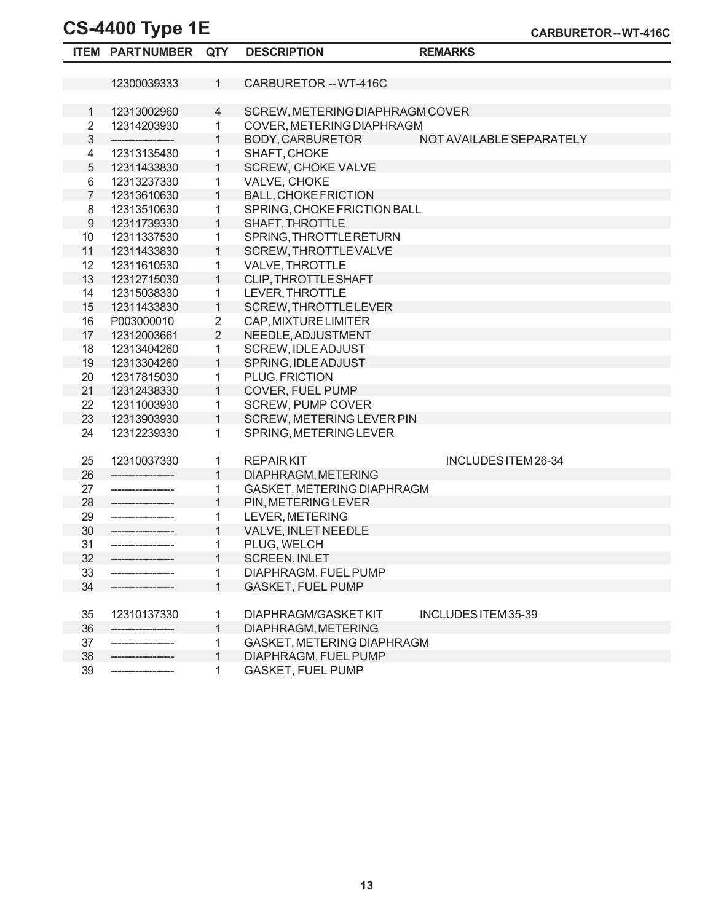# CS-4400 Type 1E

**CARBURETOR -- WT-416C**

| ITEM | PART NUMBER | QTY | DESCRIPTION | REMARKS |
|---|---|---|---|---|
| | 12300039333 | 1 | CARBURETOR -- WT-416C | |
| 1 | 12313002960 | 4 | SCREW, METERING DIAPHRAGM COVER | |
| 2 | 12314203930 | 1 | COVER, METERING DIAPHRAGM | |
| 3 | ------------------ | 1 | BODY, CARBURETOR | NOT AVAILABLE SEPARATELY |
| 4 | 12313135430 | 1 | SHAFT, CHOKE | |
| 5 | 12311433830 | 1 | SCREW, CHOKE VALVE | |
| 6 | 12313237330 | 1 | VALVE, CHOKE | |
| 7 | 12313610630 | 1 | BALL, CHOKE FRICTION | |
| 8 | 12313510630 | 1 | SPRING, CHOKE FRICTION BALL | |
| 9 | 12311739330 | 1 | SHAFT, THROTTLE | |
| 10 | 12311337530 | 1 | SPRING, THROTTLE RETURN | |
| 11 | 12311433830 | 1 | SCREW, THROTTLE VALVE | |
| 12 | 12311610530 | 1 | VALVE, THROTTLE | |
| 13 | 12312715030 | 1 | CLIP, THROTTLE SHAFT | |
| 14 | 12315038330 | 1 | LEVER, THROTTLE | |
| 15 | 12311433830 | 1 | SCREW, THROTTLE LEVER | |
| 16 | P003000010 | 2 | CAP, MIXTURE LIMITER | |
| 17 | 12312003661 | 2 | NEEDLE, ADJUSTMENT | |
| 18 | 12313404260 | 1 | SCREW, IDLE ADJUST | |
| 19 | 12313304260 | 1 | SPRING, IDLE ADJUST | |
| 20 | 12317815030 | 1 | PLUG, FRICTION | |
| 21 | 12312438330 | 1 | COVER, FUEL PUMP | |
| 22 | 12311003930 | 1 | SCREW, PUMP COVER | |
| 23 | 12313903930 | 1 | SCREW, METERING LEVER PIN | |
| 24 | 12312239330 | 1 | SPRING, METERING LEVER | |
| 25 | 12310037330 | 1 | REPAIR KIT | INCLUDES ITEM 26-34 |
| 26 | ------------------ | 1 | DIAPHRAGM, METERING | |
| 27 | ------------------ | 1 | GASKET, METERING DIAPHRAGM | |
| 28 | ------------------ | 1 | PIN, METERING LEVER | |
| 29 | ------------------ | 1 | LEVER, METERING | |
| 30 | ------------------ | 1 | VALVE, INLET NEEDLE | |
| 31 | ------------------ | 1 | PLUG, WELCH | |
| 32 | ------------------ | 1 | SCREEN, INLET | |
| 33 | ------------------ | 1 | DIAPHRAGM, FUEL PUMP | |
| 34 | ------------------ | 1 | GASKET, FUEL PUMP | |
| 35 | 12310137330 | 1 | DIAPHRAGM/GASKET KIT | INCLUDES ITEM 35-39 |
| 36 | ------------------ | 1 | DIAPHRAGM, METERING | |
| 37 | ------------------ | 1 | GASKET, METERING DIAPHRAGM | |
| 38 | ------------------ | 1 | DIAPHRAGM, FUEL PUMP | |
| 39 | ------------------ | 1 | GASKET, FUEL PUMP | |